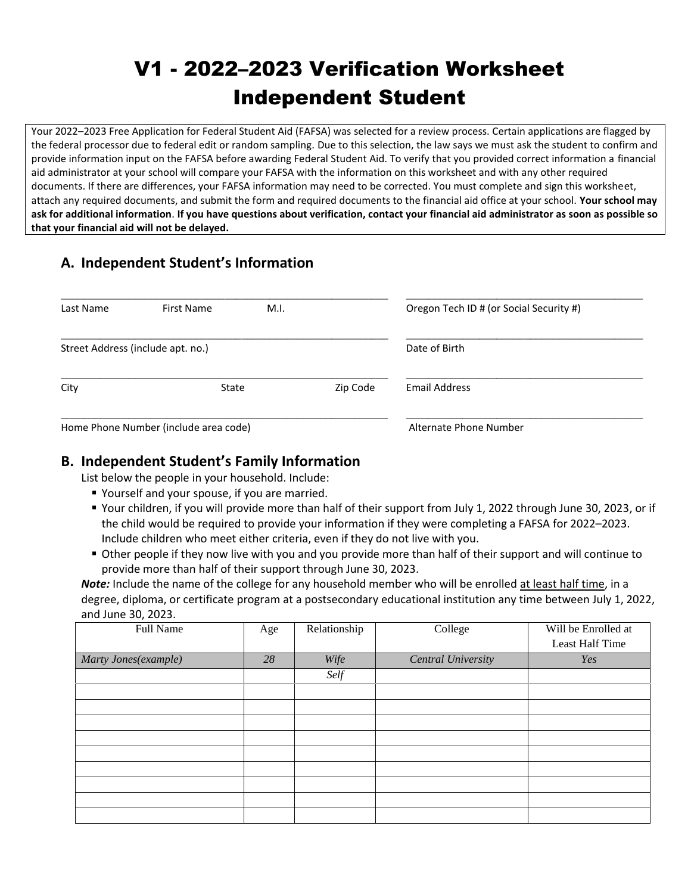# V1 - 2022–2023 Verification Worksheet Independent Student

Your 2022–2023 Free Application for Federal Student Aid (FAFSA) was selected for a review process. Certain applications are flagged by the federal processor due to federal edit or random sampling. Due to this selection, the law says we must ask the student to confirm and provide information input on the FAFSA before awarding Federal Student Aid. To verify that you provided correct information a financial aid administrator at your school will compare your FAFSA with the information on this worksheet and with any other required documents. If there are differences, your FAFSA information may need to be corrected. You must complete and sign this worksheet, attach any required documents, and submit the form and required documents to the financial aid office at your school. **Your school may ask for additional information**. **If you have questions about verification, contact your financial aid administrator as soon as possible so that your financial aid will not be delayed.**

## A. Independent Student's Information

\_\_\_\_\_\_\_\_\_\_\_\_\_\_\_\_\_\_\_\_\_\_\_\_\_\_\_\_\_\_\_\_\_\_\_\_\_\_\_\_
Last Name First Name M.I.

\_\_\_\_\_\_\_\_\_\_\_\_\_\_\_\_\_\_\_\_\_\_\_\_\_\_\_\_\_\_\_\_\_\_\_\_\_\_\_\_
Oregon Tech ID # (or Social Security #)

\_\_\_\_\_\_\_\_\_\_\_\_\_\_\_\_\_\_\_\_\_\_\_\_\_\_\_\_\_\_\_\_\_\_\_\_\_\_\_\_
Street Address (include apt. no.)

\_\_\_\_\_\_\_\_\_\_\_\_\_\_\_\_\_\_\_\_\_\_\_\_\_\_\_\_\_\_\_\_\_\_\_\_\_\_\_\_
Date of Birth

\_\_\_\_\_\_\_\_\_\_\_\_\_\_\_\_\_\_\_\_\_\_\_\_\_\_\_\_\_\_\_\_\_\_\_\_\_\_\_\_
City State Zip Code

\_\_\_\_\_\_\_\_\_\_\_\_\_\_\_\_\_\_\_\_\_\_\_\_\_\_\_\_\_\_\_\_\_\_\_\_\_\_\_\_
Email Address

\_\_\_\_\_\_\_\_\_\_\_\_\_\_\_\_\_\_\_\_\_\_\_\_\_\_\_\_\_\_\_\_\_\_\_\_\_\_\_\_
Home Phone Number (include area code)

\_\_\_\_\_\_\_\_\_\_\_\_\_\_\_\_\_\_\_\_\_\_\_\_\_\_\_\_\_\_\_\_\_\_\_\_\_\_\_\_
Alternate Phone Number

## B. Independent Student's Family Information

List below the people in your household. Include:

- Yourself and your spouse, if you are married.
- Your children, if you will provide more than half of their support from July 1, 2022 through June 30, 2023, or if the child would be required to provide your information if they were completing a FAFSA for 2022–2023. Include children who meet either criteria, even if they do not live with you.
- Other people if they now live with you and you provide more than half of their support and will continue to provide more than half of their support through June 30, 2023.

***Note:*** Include the name of the college for any household member who will be enrolled at least half time, in a degree, diploma, or certificate program at a postsecondary educational institution any time between July 1, 2022, and June 30, 2023.

| Full Name | Age | Relationship | College | Will be Enrolled at Least Half Time |
|---|---|---|---|---|
| *Marty Jones(example)* | *28* | *Wife* | *Central University* | *Yes* |
| | | *Self* | | |
| | | | | |
| | | | | |
| | | | | |
| | | | | |
| | | | | |
| | | | | |
| | | | | |
| | | | | |
| | | | | |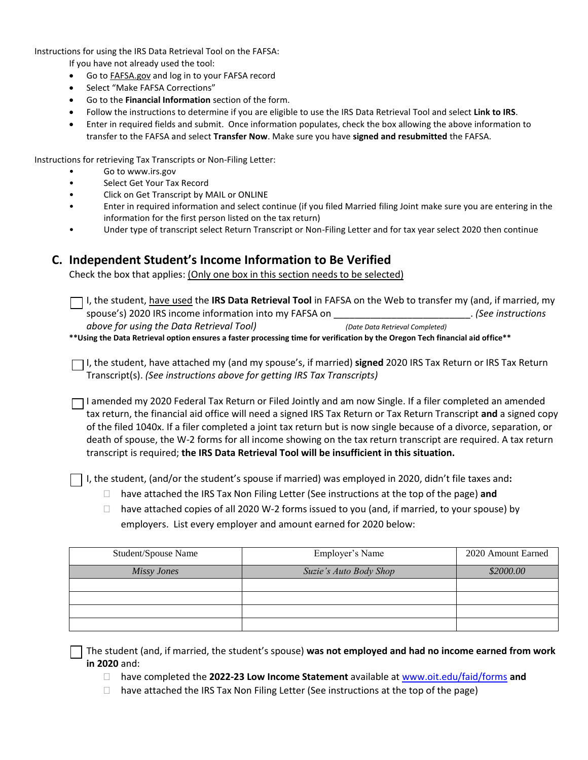Instructions for using the IRS Data Retrieval Tool on the FAFSA:

If you have not already used the tool:

- Go to FAFSA.gov and log in to your FAFSA record
- Select "Make FAFSA Corrections"
- Go to the **Financial Information** section of the form.
- Follow the instructions to determine if you are eligible to use the IRS Data Retrieval Tool and select **Link to IRS**.
- Enter in required fields and submit. Once information populates, check the box allowing the above information to transfer to the FAFSA and select **Transfer Now**. Make sure you have **signed and resubmitted** the FAFSA.

Instructions for retrieving Tax Transcripts or Non-Filing Letter:

- Go to www.irs.gov
- Select Get Your Tax Record
- Click on Get Transcript by MAIL or ONLINE
- Enter in required information and select continue (if you filed Married filing Joint make sure you are entering in the information for the first person listed on the tax return)
- Under type of transcript select Return Transcript or Non-Filing Letter and for tax year select 2020 then continue

## C. Independent Student's Income Information to Be Verified

Check the box that applies: Only one box in this section needs to be selected)

☐ I, the student, have used the **IRS Data Retrieval Tool** in FAFSA on the Web to transfer my (and, if married, my spouse's) 2020 IRS income information into my FAFSA on ________________________. *(See instructions above for using the Data Retrieval Tool)* *(Date Data Retrieval Completed)*

**\*\*Using the Data Retrieval option ensures a faster processing time for verification by the Oregon Tech financial aid office\*\***

☐ I, the student, have attached my (and my spouse's, if married) **signed** 2020 IRS Tax Return or IRS Tax Return Transcript(s). *(See instructions above for getting IRS Tax Transcripts)*

☐ I amended my 2020 Federal Tax Return or Filed Jointly and am now Single. If a filer completed an amended tax return, the financial aid office will need a signed IRS Tax Return or Tax Return Transcript **and** a signed copy of the filed 1040x. If a filer completed a joint tax return but is now single because of a divorce, separation, or death of spouse, the W-2 forms for all income showing on the tax return transcript are required. A tax return transcript is required; **the IRS Data Retrieval Tool will be insufficient in this situation.**

☐ I, the student, (and/or the student's spouse if married) was employed in 2020, didn't file taxes and**:**

- ☐ have attached the IRS Tax Non Filing Letter (See instructions at the top of the page) **and**
- ☐ have attached copies of all 2020 W-2 forms issued to you (and, if married, to your spouse) by employers. List every employer and amount earned for 2020 below:

| Student/Spouse Name | Employer's Name | 2020 Amount Earned |
|---|---|---|
| *Missy Jones* | *Suzie's Auto Body Shop* | *$2000.00* |
| | | |
| | | |
| | | |
| | | |

☐ The student (and, if married, the student's spouse) **was not employed and had no income earned from work in 2020** and:

- ☐ have completed the **2022-23 Low Income Statement** available at www.oit.edu/faid/forms **and**
- ☐ have attached the IRS Tax Non Filing Letter (See instructions at the top of the page)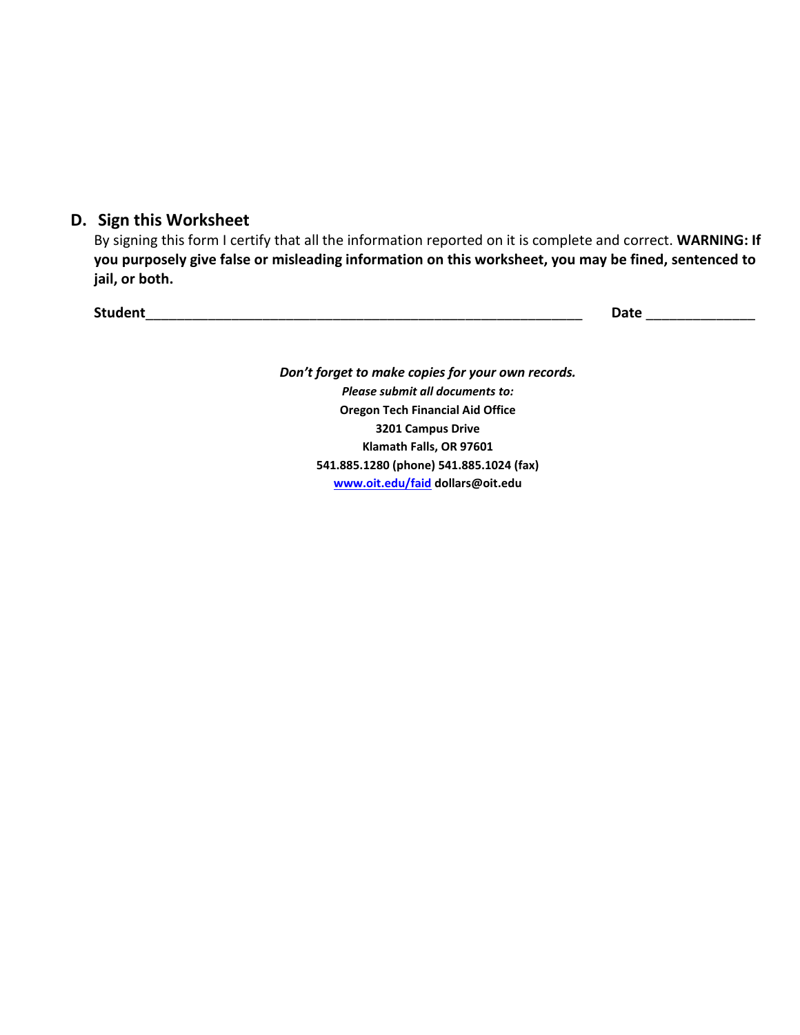## D. Sign this Worksheet

By signing this form I certify that all the information reported on it is complete and correct. **WARNING: If you purposely give false or misleading information on this worksheet, you may be fined, sentenced to jail, or both.**

**Student**____________________________________________________________ **Date** ______________

***Don't forget to make copies for your own records.***

***Please submit all documents to:***

**Oregon Tech Financial Aid Office**

**3201 Campus Drive**

**Klamath Falls, OR 97601**

**541.885.1280 (phone) 541.885.1024 (fax)**

**[www.oit.edu/faid](http://www.oit.edu/faid) dollars@oit.edu**